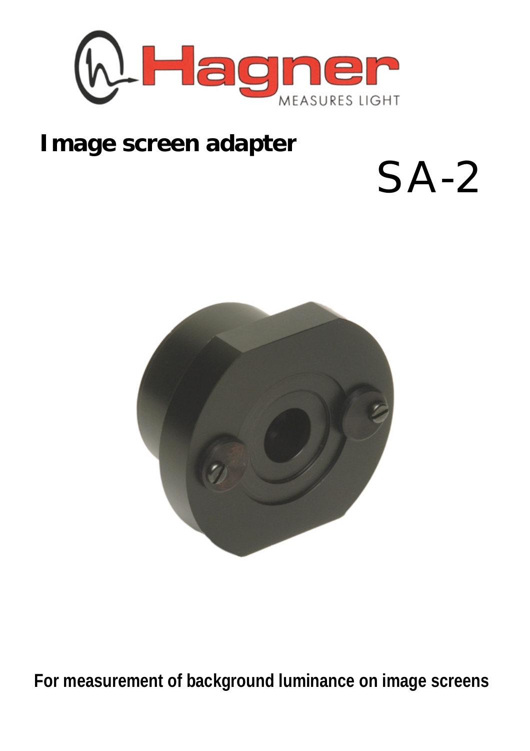Hagner
MEASURES LIGHT

# Image screen adapter

# SA-2

**For measurement of background luminance on image screens**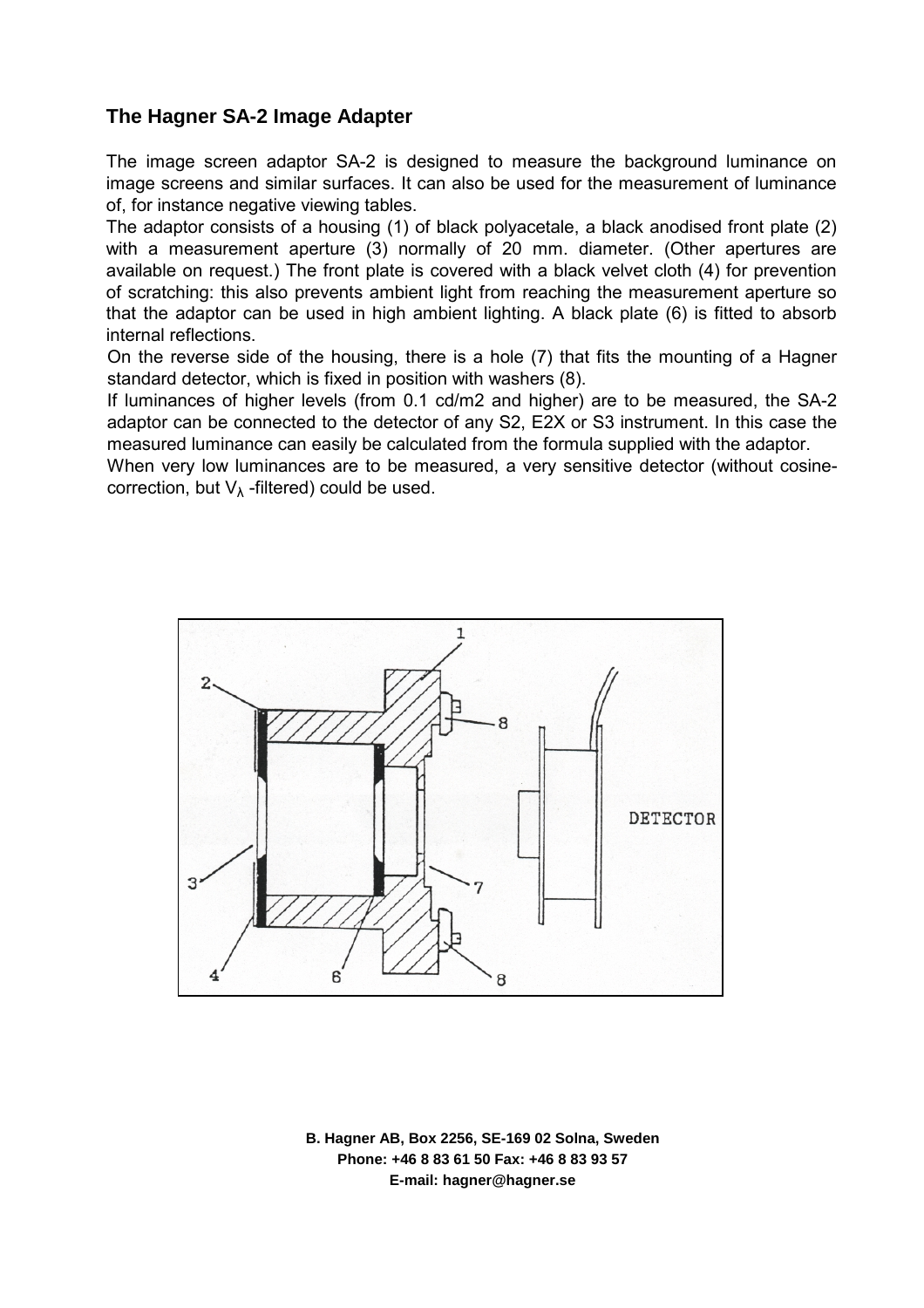## The Hagner SA-2 Image Adapter

The image screen adaptor SA-2 is designed to measure the background luminance on image screens and similar surfaces. It can also be used for the measurement of luminance of, for instance negative viewing tables.

The adaptor consists of a housing (1) of black polyacetale, a black anodised front plate (2) with a measurement aperture (3) normally of 20 mm. diameter. (Other apertures are available on request.) The front plate is covered with a black velvet cloth (4) for prevention of scratching: this also prevents ambient light from reaching the measurement aperture so that the adaptor can be used in high ambient lighting. A black plate (6) is fitted to absorb internal reflections.

On the reverse side of the housing, there is a hole (7) that fits the mounting of a Hagner standard detector, which is fixed in position with washers (8).

If luminances of higher levels (from 0.1 cd/m2 and higher) are to be measured, the SA-2 adaptor can be connected to the detector of any S2, E2X or S3 instrument. In this case the measured luminance can easily be calculated from the formula supplied with the adaptor.

When very low luminances are to be measured, a very sensitive detector (without cosine-correction, but $V_\lambda$ -filtered) could be used.

1
2
8
DETECTOR
3
7
4
6
8

**B. Hagner AB, Box 2256, SE-169 02 Solna, Sweden**
**Phone: +46 8 83 61 50 Fax: +46 8 83 93 57**
**E-mail: hagner@hagner.se**